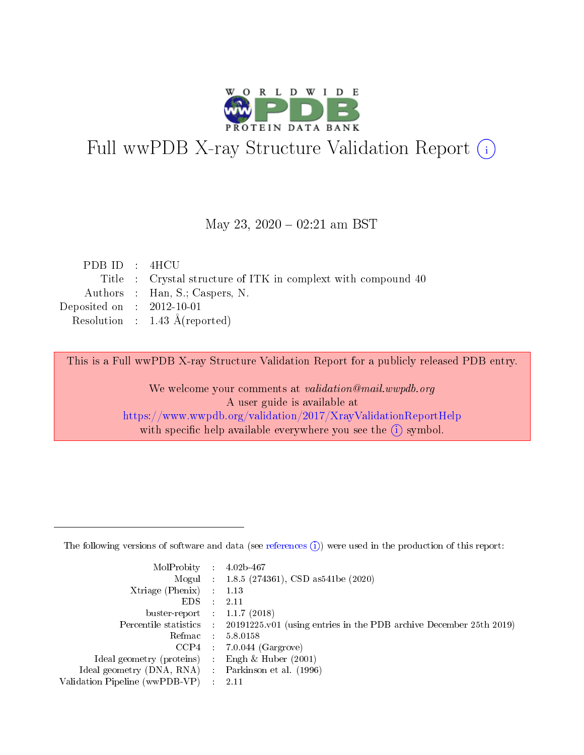# Full wwPDB X-ray Structure Validation Report (i)

May 23, 2020 – 02:21 am BST

| | | |
|---|---|---|
| PDB ID | : | 4HCU |
| Title | : | Crystal structure of ITK in complext with compound 40 |
| Authors | : | Han, S.; Caspers, N. |
| Deposited on | : | 2012-10-01 |
| Resolution | : | 1.43 Å(reported) |

This is a Full wwPDB X-ray Structure Validation Report for a publicly released PDB entry.

We welcome your comments at *validation@mail.wwpdb.org*
A user guide is available at
https://www.wwpdb.org/validation/2017/XrayValidationReportHelp
with specific help available everywhere you see the (i) symbol.

The following versions of software and data (see references (i)) were used in the production of this report:

| | | |
|---|---|---|
| MolProbity | : | 4.02b-467 |
| Mogul | : | 1.8.5 (274361), CSD as541be (2020) |
| Xtriage (Phenix) | : | 1.13 |
| EDS | : | 2.11 |
| buster-report | : | 1.1.7 (2018) |
| Percentile statistics | : | 20191225.v01 (using entries in the PDB archive December 25th 2019) |
| Refmac | : | 5.8.0158 |
| CCP4 | : | 7.0.044 (Gargrove) |
| Ideal geometry (proteins) | : | Engh & Huber (2001) |
| Ideal geometry (DNA, RNA) | : | Parkinson et al. (1996) |
| Validation Pipeline (wwPDB-VP) | : | 2.11 |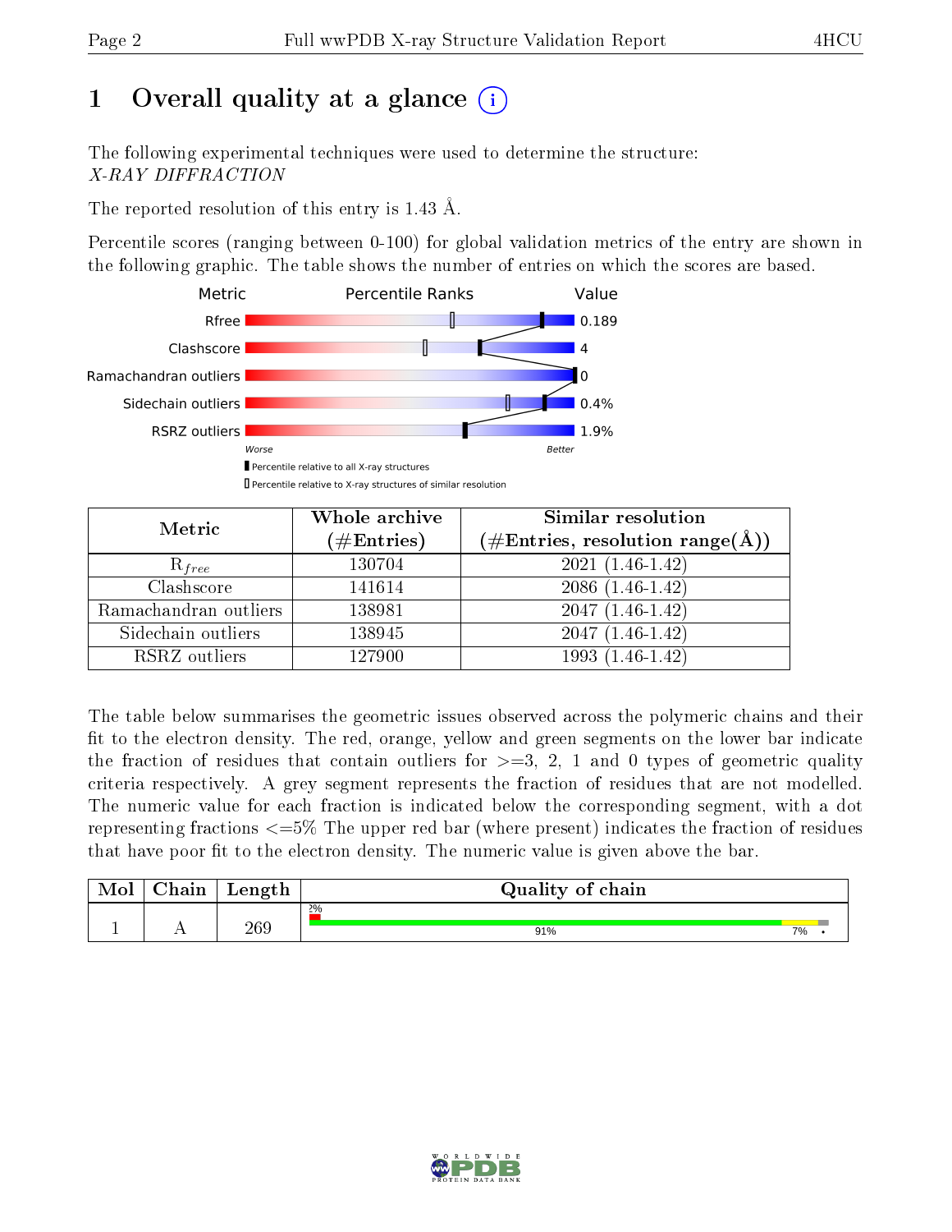# 1 Overall quality at a glance

The following experimental techniques were used to determine the structure: *X-RAY DIFFRACTION*

The reported resolution of this entry is 1.43 Å.

Percentile scores (ranging between 0-100) for global validation metrics of the entry are shown in the following graphic. The table shows the number of entries on which the scores are based.

| Metric | Value |
|---|---|
| Rfree | 0.189 |
| Clashscore | 4 |
| Ramachandran outliers | 0 |
| Sidechain outliers | 0.4% |
| RSRZ outliers | 1.9% |

| Metric | Whole archive (#Entries) | Similar resolution (#Entries, resolution range(Å)) |
|---|---|---|
| $R_{free}$ | 130704 | 2021 (1.46-1.42) |
| Clashscore | 141614 | 2086 (1.46-1.42) |
| Ramachandran outliers | 138981 | 2047 (1.46-1.42) |
| Sidechain outliers | 138945 | 2047 (1.46-1.42) |
| RSRZ outliers | 127900 | 1993 (1.46-1.42) |

The table below summarises the geometric issues observed across the polymeric chains and their fit to the electron density. The red, orange, yellow and green segments on the lower bar indicate the fraction of residues that contain outliers for >=3, 2, 1 and 0 types of geometric quality criteria respectively. A grey segment represents the fraction of residues that are not modelled. The numeric value for each fraction is indicated below the corresponding segment, with a dot representing fractions <=5% The upper red bar (where present) indicates the fraction of residues that have poor fit to the electron density. The numeric value is given above the bar.

| Mol | Chain | Length | Quality of chain |
|---|---|---|---|
| 1 | A | 269 | 2%; 91%, 7%, • |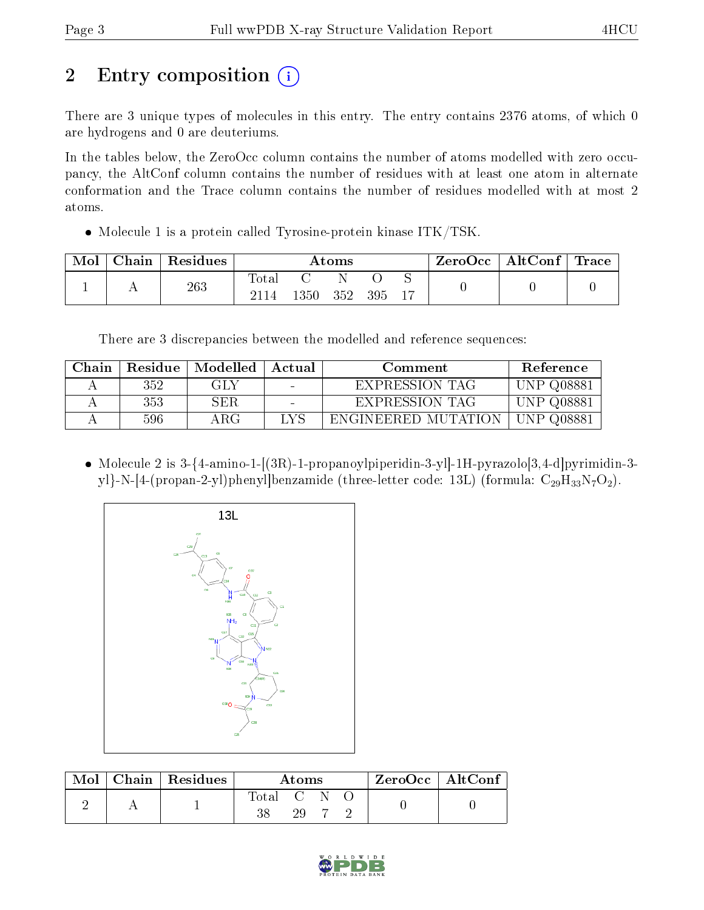# 2 Entry composition

There are 3 unique types of molecules in this entry. The entry contains 2376 atoms, of which 0 are hydrogens and 0 are deuteriums.

In the tables below, the ZeroOcc column contains the number of atoms modelled with zero occupancy, the AltConf column contains the number of residues with at least one atom in alternate conformation and the Trace column contains the number of residues modelled with at most 2 atoms.

- Molecule 1 is a protein called Tyrosine-protein kinase ITK/TSK.

| Mol | Chain | Residues | Atoms | | | | | ZeroOcc | AltConf | Trace |
|---|---|---|---|---|---|---|---|---|---|---|
| 1 | A | 263 | Total | C | N | O | S | 0 | 0 | 0 |
| | | | 2114 | 1350 | 352 | 395 | 17 | | | |

There are 3 discrepancies between the modelled and reference sequences:

| Chain | Residue | Modelled | Actual | Comment | Reference |
|---|---|---|---|---|---|
| A | 352 | GLY | - | EXPRESSION TAG | UNP Q08881 |
| A | 353 | SER | - | EXPRESSION TAG | UNP Q08881 |
| A | 596 | ARG | LYS | ENGINEERED MUTATION | UNP Q08881 |

- Molecule 2 is 3-{4-amino-1-[(3R)-1-propanoylpiperidin-3-yl]-1H-pyrazolo[3,4-d]pyrimidin-3-yl}-N-[4-(propan-2-yl)phenyl]benzamide (three-letter code: 13L) (formula: $C_{29}H_{33}N_7O_2$).

| Mol | Chain | Residues | Atoms | | | | ZeroOcc | AltConf |
|---|---|---|---|---|---|---|---|---|
| 2 | A | 1 | Total | C | N | O | 0 | 0 |
| | | | 38 | 29 | 7 | 2 | | |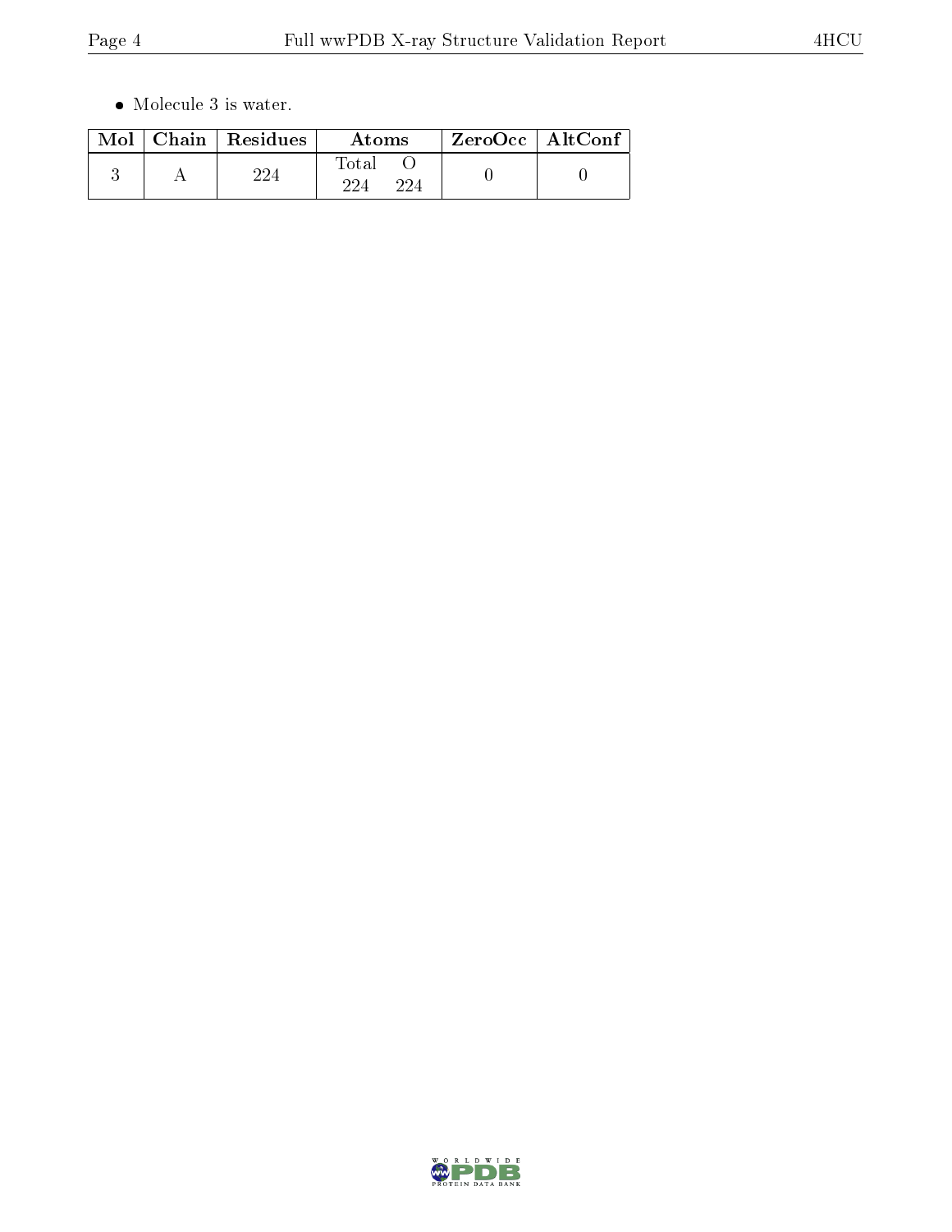- Molecule 3 is water.

| Mol | Chain | Residues | Atoms | | ZeroOcc | AltConf |
|---|---|---|---|---|---|---|
| | | | Total | O | | |
| 3 | A | 224 | 224 | 224 | 0 | 0 |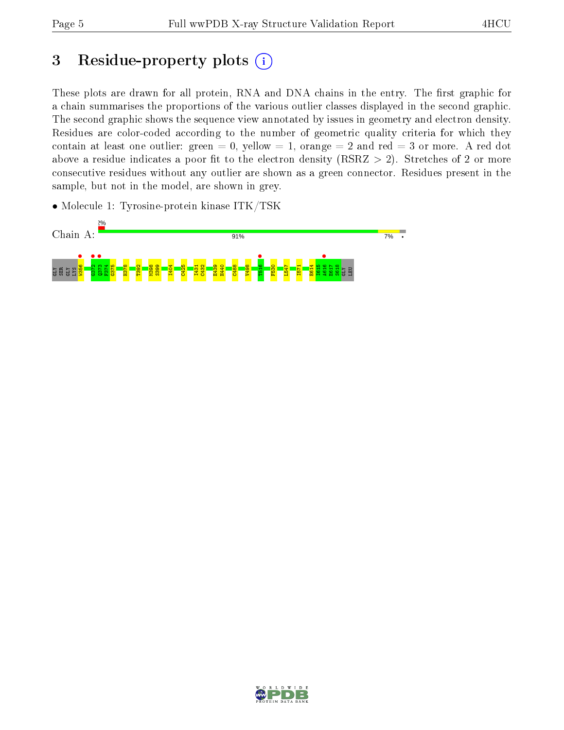# 3 Residue-property plots

These plots are drawn for all protein, RNA and DNA chains in the entry. The first graphic for a chain summarises the proportions of the various outlier classes displayed in the second graphic. The second graphic shows the sequence view annotated by issues in geometry and electron density. Residues are color-coded according to the number of geometric quality criteria for which they contain at least one outlier: green = 0, yellow = 1, orange = 2 and red = 3 or more. A red dot above a residue indicates a poor fit to the electron density (RSRZ > 2). Stretches of 2 or more consecutive residues without any outlier are shown as a green connector. Residues present in the sample, but not in the model, are shown in grey.

- Molecule 1: Tyrosine-protein kinase ITK/TSK

Chain A: 2% | 91% | 7% | •

GLY SER GLY LYS W356 G372 Q373 F374 G375 H378 T392 M398 S399 I404 C425 I431 C432 E439 H440 C488 V498 T516 F530 L547 I571 E614 I615 A616 E617 S618 GLY LEU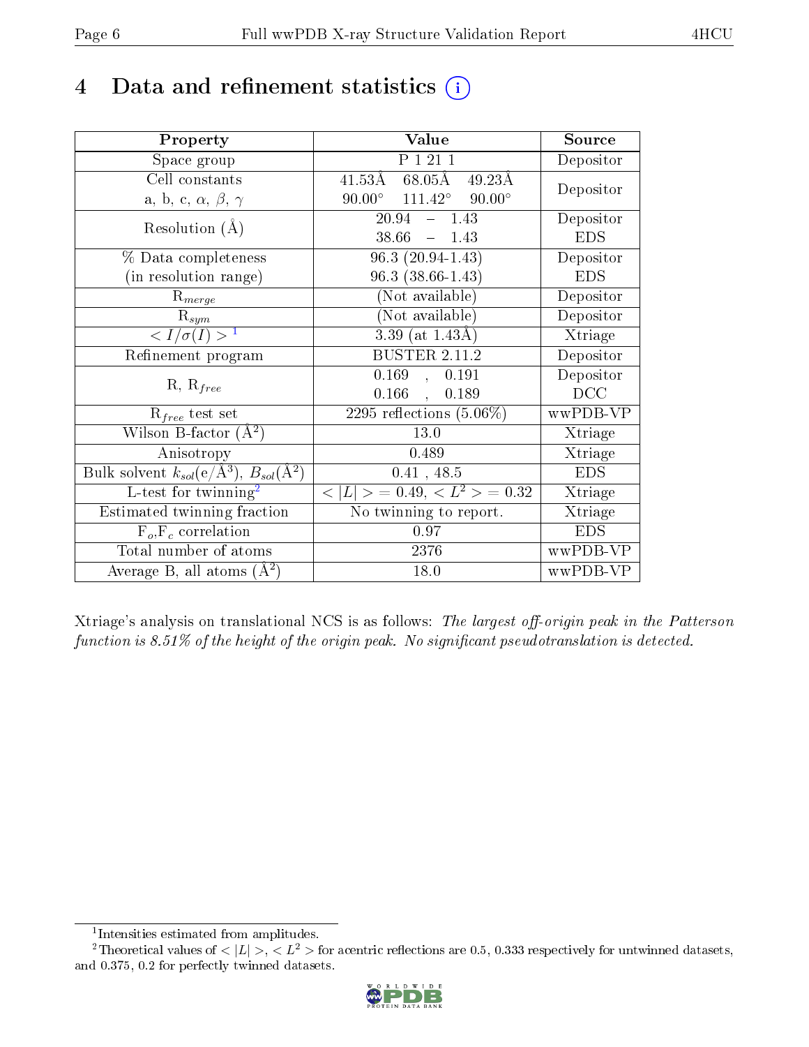# 4 Data and refinement statistics

| Property | Value | Source |
| --- | --- | --- |
| Space group | P 1 21 1 | Depositor |
| Cell constants<br>a, b, c, $\alpha$, $\beta$, $\gamma$ | 41.53Å 68.05Å 49.23Å<br>90.00° 111.42° 90.00° | Depositor |
| Resolution (Å) | 20.94 – 1.43<br>38.66 – 1.43 | Depositor<br>EDS |
| % Data completeness<br>(in resolution range) | 96.3 (20.94-1.43)<br>96.3 (38.66-1.43) | Depositor<br>EDS |
| $R_{merge}$ | (Not available) | Depositor |
| $R_{sym}$ | (Not available) | Depositor |
| $< I/\sigma(I) >$ [1] | 3.39 (at 1.43Å) | Xtriage |
| Refinement program | BUSTER 2.11.2 | Depositor |
| R, $R_{free}$ | 0.169 , 0.191<br>0.166 , 0.189 | Depositor<br>DCC |
| $R_{free}$ test set | 2295 reflections (5.06%) | wwPDB-VP |
| Wilson B-factor (Å$^2$) | 13.0 | Xtriage |
| Anisotropy | 0.489 | Xtriage |
| Bulk solvent $k_{sol}$(e/Å$^3$), $B_{sol}$(Å$^2$) | 0.41 , 48.5 | EDS |
| L-test for twinning[2] | $< \|L\| >$ = 0.49, $< L^2 >$ = 0.32 | Xtriage |
| Estimated twinning fraction | No twinning to report. | Xtriage |
| $F_o$,$F_c$ correlation | 0.97 | EDS |
| Total number of atoms | 2376 | wwPDB-VP |
| Average B, all atoms (Å$^2$) | 18.0 | wwPDB-VP |

Xtriage's analysis on translational NCS is as follows: *The largest off-origin peak in the Patterson function is 8.51% of the height of the origin peak. No significant pseudotranslation is detected.*

[1] Intensities estimated from amplitudes.

[2] Theoretical values of $< |L| >$, $< L^2 >$ for acentric reflections are 0.5, 0.333 respectively for untwinned datasets, and 0.375, 0.2 for perfectly twinned datasets.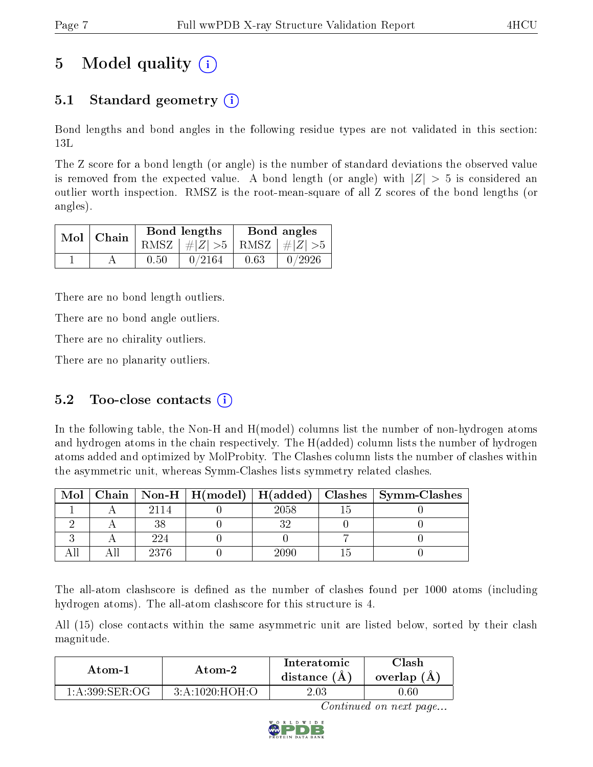# 5 Model quality

## 5.1 Standard geometry

Bond lengths and bond angles in the following residue types are not validated in this section: 13L

The Z score for a bond length (or angle) is the number of standard deviations the observed value is removed from the expected value. A bond length (or angle) with $|Z| > 5$ is considered an outlier worth inspection. RMSZ is the root-mean-square of all Z scores of the bond lengths (or angles).

| Mol | Chain | Bond lengths | | Bond angles | |
|---|---|---|---|---|---|
| | | RMSZ | $\#\|Z\| > 5$ | RMSZ | $\#\|Z\| > 5$ |
| 1 | A | 0.50 | 0/2164 | 0.63 | 0/2926 |

There are no bond length outliers.

There are no bond angle outliers.

There are no chirality outliers.

There are no planarity outliers.

## 5.2 Too-close contacts

In the following table, the Non-H and H(model) columns list the number of non-hydrogen atoms and hydrogen atoms in the chain respectively. The H(added) column lists the number of hydrogen atoms added and optimized by MolProbity. The Clashes column lists the number of clashes within the asymmetric unit, whereas Symm-Clashes lists symmetry related clashes.

| Mol | Chain | Non-H | H(model) | H(added) | Clashes | Symm-Clashes |
|---|---|---|---|---|---|---|
| 1 | A | 2114 | 0 | 2058 | 15 | 0 |
| 2 | A | 38 | 0 | 32 | 0 | 0 |
| 3 | A | 224 | 0 | 0 | 7 | 0 |
| All | All | 2376 | 0 | 2090 | 15 | 0 |

The all-atom clashscore is defined as the number of clashes found per 1000 atoms (including hydrogen atoms). The all-atom clashscore for this structure is 4.

All (15) close contacts within the same asymmetric unit are listed below, sorted by their clash magnitude.

| Atom-1 | Atom-2 | Interatomic distance (Å) | Clash overlap (Å) |
|---|---|---|---|
| 1:A:399:SER:OG | 3:A:1020:HOH:O | 2.03 | 0.60 |

*Continued on next page...*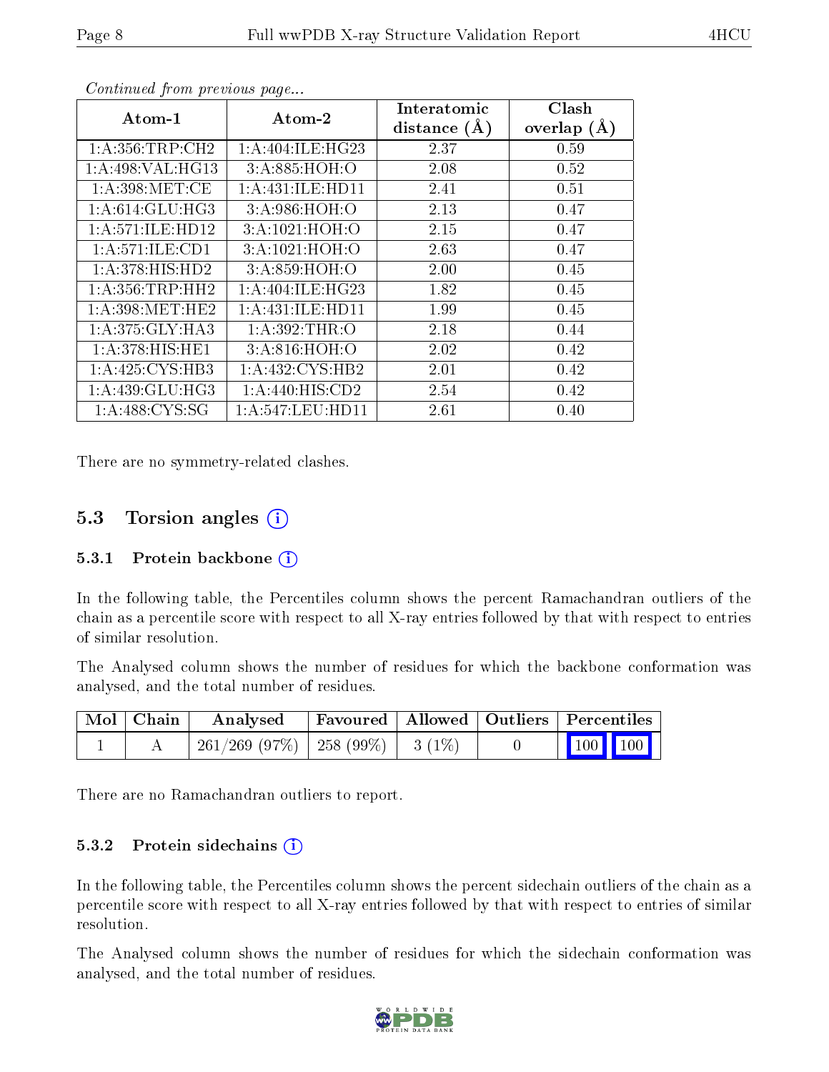*Continued from previous page...*

| Atom-1 | Atom-2 | Interatomic distance (Å) | Clash overlap (Å) |
|---|---|---|---|
| 1:A:356:TRP:CH2 | 1:A:404:ILE:HG23 | 2.37 | 0.59 |
| 1:A:498:VAL:HG13 | 3:A:885:HOH:O | 2.08 | 0.52 |
| 1:A:398:MET:CE | 1:A:431:ILE:HD11 | 2.41 | 0.51 |
| 1:A:614:GLU:HG3 | 3:A:986:HOH:O | 2.13 | 0.47 |
| 1:A:571:ILE:HD12 | 3:A:1021:HOH:O | 2.15 | 0.47 |
| 1:A:571:ILE:CD1 | 3:A:1021:HOH:O | 2.63 | 0.47 |
| 1:A:378:HIS:HD2 | 3:A:859:HOH:O | 2.00 | 0.45 |
| 1:A:356:TRP:HH2 | 1:A:404:ILE:HG23 | 1.82 | 0.45 |
| 1:A:398:MET:HE2 | 1:A:431:ILE:HD11 | 1.99 | 0.45 |
| 1:A:375:GLY:HA3 | 1:A:392:THR:O | 2.18 | 0.44 |
| 1:A:378:HIS:HE1 | 3:A:816:HOH:O | 2.02 | 0.42 |
| 1:A:425:CYS:HB3 | 1:A:432:CYS:HB2 | 2.01 | 0.42 |
| 1:A:439:GLU:HG3 | 1:A:440:HIS:CD2 | 2.54 | 0.42 |
| 1:A:488:CYS:SG | 1:A:547:LEU:HD11 | 2.61 | 0.40 |

There are no symmetry-related clashes.

## 5.3 Torsion angles (i)

### 5.3.1 Protein backbone (i)

In the following table, the Percentiles column shows the percent Ramachandran outliers of the chain as a percentile score with respect to all X-ray entries followed by that with respect to entries of similar resolution.

The Analysed column shows the number of residues for which the backbone conformation was analysed, and the total number of residues.

| Mol | Chain | Analysed | Favoured | Allowed | Outliers | Percentiles | |
|---|---|---|---|---|---|---|---|
| 1 | A | 261/269 (97%) | 258 (99%) | 3 (1%) | 0 | 100 | 100 |

There are no Ramachandran outliers to report.

### 5.3.2 Protein sidechains (i)

In the following table, the Percentiles column shows the percent sidechain outliers of the chain as a percentile score with respect to all X-ray entries followed by that with respect to entries of similar resolution.

The Analysed column shows the number of residues for which the sidechain conformation was analysed, and the total number of residues.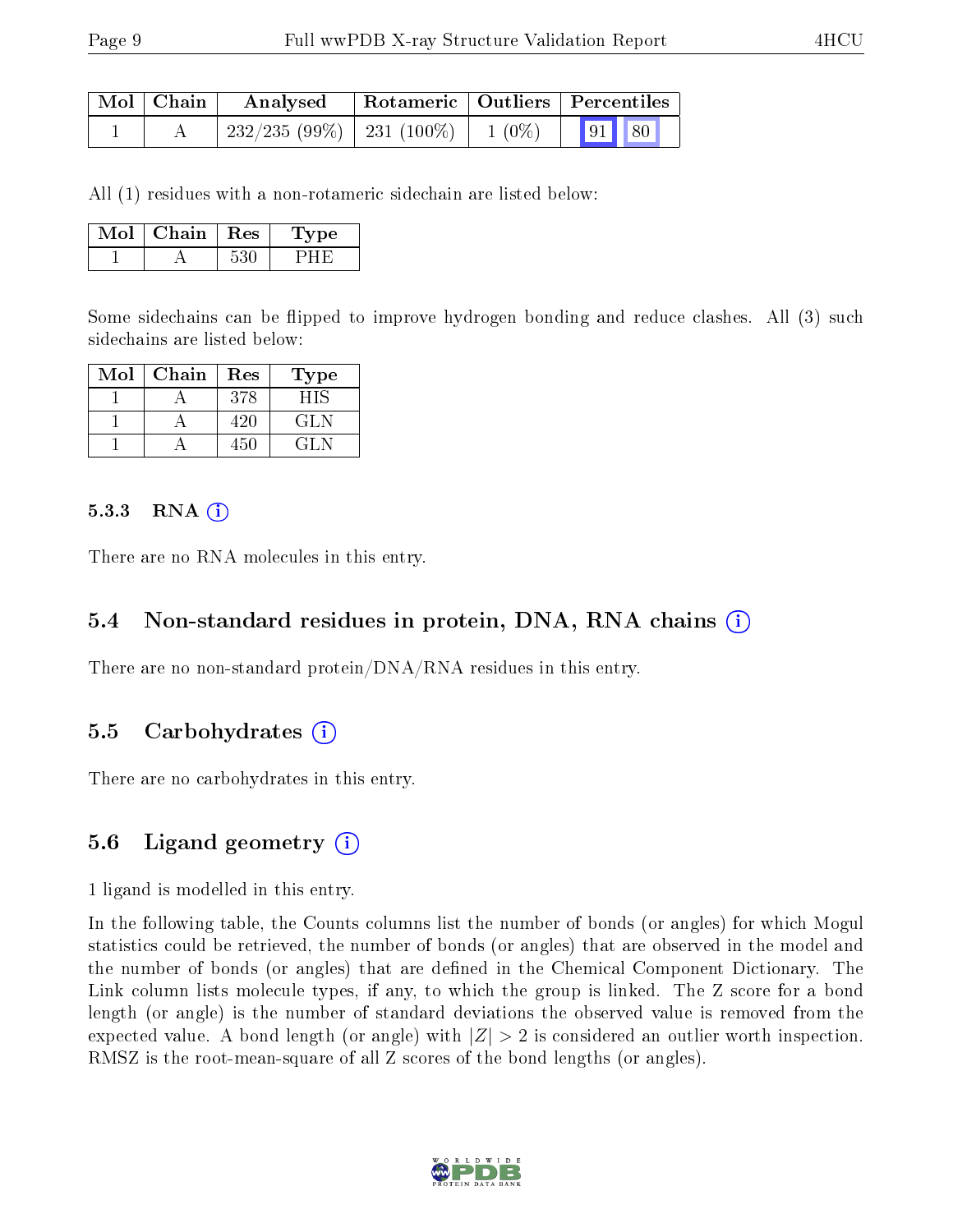| Mol | Chain | Analysed | Rotameric | Outliers | Percentiles |
|---|---|---|---|---|---|
| 1 | A | 232/235 (99%) | 231 (100%) | 1 (0%) | 91 80 |

All (1) residues with a non-rotameric sidechain are listed below:

| Mol | Chain | Res | Type |
|---|---|---|---|
| 1 | A | 530 | PHE |

Some sidechains can be flipped to improve hydrogen bonding and reduce clashes. All (3) such sidechains are listed below:

| Mol | Chain | Res | Type |
|---|---|---|---|
| 1 | A | 378 | HIS |
| 1 | A | 420 | GLN |
| 1 | A | 450 | GLN |

#### 5.3.3 RNA

There are no RNA molecules in this entry.

### 5.4 Non-standard residues in protein, DNA, RNA chains

There are no non-standard protein/DNA/RNA residues in this entry.

### 5.5 Carbohydrates

There are no carbohydrates in this entry.

### 5.6 Ligand geometry

1 ligand is modelled in this entry.

In the following table, the Counts columns list the number of bonds (or angles) for which Mogul statistics could be retrieved, the number of bonds (or angles) that are observed in the model and the number of bonds (or angles) that are defined in the Chemical Component Dictionary. The Link column lists molecule types, if any, to which the group is linked. The Z score for a bond length (or angle) is the number of standard deviations the observed value is removed from the expected value. A bond length (or angle) with $|Z| > 2$ is considered an outlier worth inspection. RMSZ is the root-mean-square of all Z scores of the bond lengths (or angles).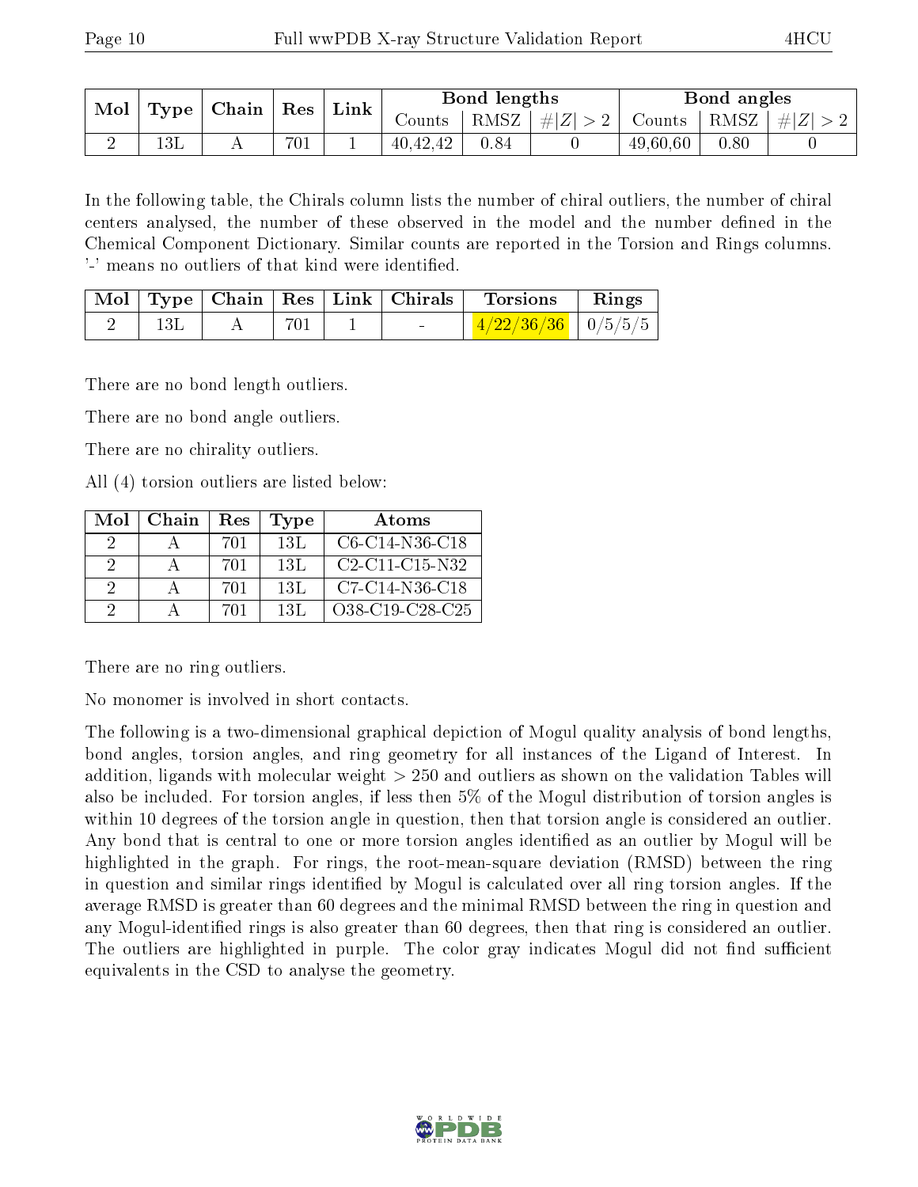| Mol | Type | Chain | Res | Link | Bond lengths | | | Bond angles | | |
|---|---|---|---|---|---|---|---|---|---|---|
| | | | | | Counts | RMSZ | $\#\|Z\| > 2$ | Counts | RMSZ | $\#\|Z\| > 2$ |
| 2 | 13L | A | 701 | 1 | 40,42,42 | 0.84 | 0 | 49,60,60 | 0.80 | 0 |

In the following table, the Chirals column lists the number of chiral outliers, the number of chiral centers analysed, the number of these observed in the model and the number defined in the Chemical Component Dictionary. Similar counts are reported in the Torsion and Rings columns. '-' means no outliers of that kind were identified.

| Mol | Type | Chain | Res | Link | Chirals | Torsions | Rings |
|---|---|---|---|---|---|---|---|
| 2 | 13L | A | 701 | 1 | - | 4/22/36/36 | 0/5/5/5 |

There are no bond length outliers.

There are no bond angle outliers.

There are no chirality outliers.

All (4) torsion outliers are listed below:

| Mol | Chain | Res | Type | Atoms |
|---|---|---|---|---|
| 2 | A | 701 | 13L | C6-C14-N36-C18 |
| 2 | A | 701 | 13L | C2-C11-C15-N32 |
| 2 | A | 701 | 13L | C7-C14-N36-C18 |
| 2 | A | 701 | 13L | O38-C19-C28-C25 |

There are no ring outliers.

No monomer is involved in short contacts.

The following is a two-dimensional graphical depiction of Mogul quality analysis of bond lengths, bond angles, torsion angles, and ring geometry for all instances of the Ligand of Interest. In addition, ligands with molecular weight > 250 and outliers as shown on the validation Tables will also be included. For torsion angles, if less then 5% of the Mogul distribution of torsion angles is within 10 degrees of the torsion angle in question, then that torsion angle is considered an outlier. Any bond that is central to one or more torsion angles identified as an outlier by Mogul will be highlighted in the graph. For rings, the root-mean-square deviation (RMSD) between the ring in question and similar rings identified by Mogul is calculated over all ring torsion angles. If the average RMSD is greater than 60 degrees and the minimal RMSD between the ring in question and any Mogul-identified rings is also greater than 60 degrees, then that ring is considered an outlier. The outliers are highlighted in purple. The color gray indicates Mogul did not find sufficient equivalents in the CSD to analyse the geometry.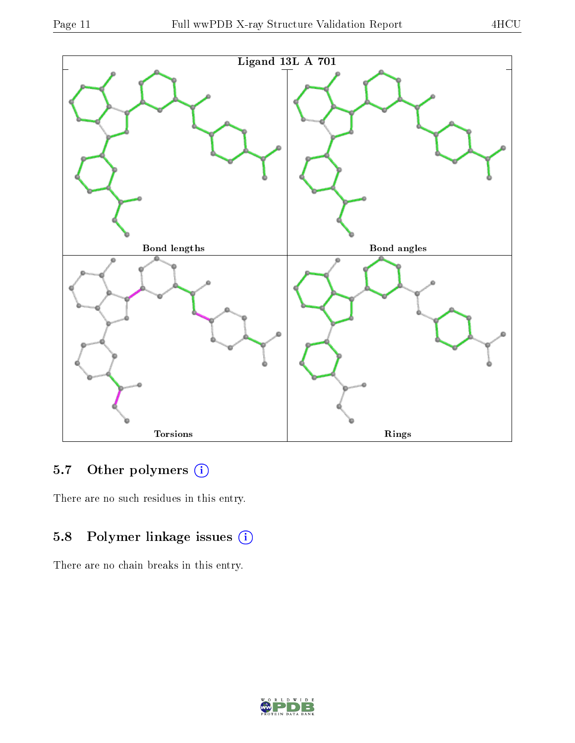Ligand 13L A 701

Bond lengths

Bond angles

Torsions

Rings

## 5.7 Other polymers

There are no such residues in this entry.

## 5.8 Polymer linkage issues

There are no chain breaks in this entry.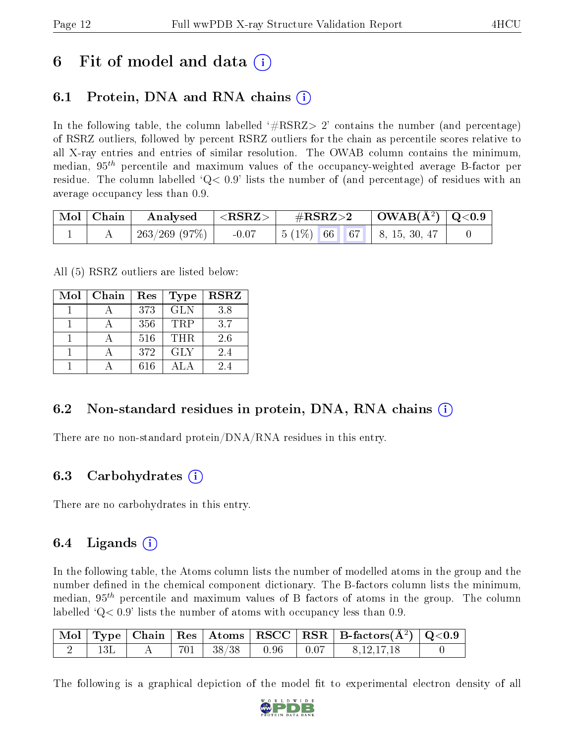# 6 Fit of model and data (i)

## 6.1 Protein, DNA and RNA chains (i)

In the following table, the column labelled '#RSRZ> 2' contains the number (and percentage) of RSRZ outliers, followed by percent RSRZ outliers for the chain as percentile scores relative to all X-ray entries and entries of similar resolution. The OWAB column contains the minimum, median, $95^{th}$ percentile and maximum values of the occupancy-weighted average B-factor per residue. The column labelled 'Q< 0.9' lists the number of (and percentage) of residues with an average occupancy less than 0.9.

| Mol | Chain | Analysed | <RSRZ> | #RSRZ>2 | | | OWAB(Å$^2$) | Q<0.9 |
|---|---|---|---|---|---|---|---|---|
| 1 | A | 263/269 (97%) | -0.07 | 5 (1%) | 66 | 67 | 8, 15, 30, 47 | 0 |

All (5) RSRZ outliers are listed below:

| Mol | Chain | Res | Type | RSRZ |
|---|---|---|---|---|
| 1 | A | 373 | GLN | 3.8 |
| 1 | A | 356 | TRP | 3.7 |
| 1 | A | 516 | THR | 2.6 |
| 1 | A | 372 | GLY | 2.4 |
| 1 | A | 616 | ALA | 2.4 |

## 6.2 Non-standard residues in protein, DNA, RNA chains (i)

There are no non-standard protein/DNA/RNA residues in this entry.

## 6.3 Carbohydrates (i)

There are no carbohydrates in this entry.

## 6.4 Ligands (i)

In the following table, the Atoms column lists the number of modelled atoms in the group and the number defined in the chemical component dictionary. The B-factors column lists the minimum, median, $95^{th}$ percentile and maximum values of B factors of atoms in the group. The column labelled 'Q< 0.9' lists the number of atoms with occupancy less than 0.9.

| Mol | Type | Chain | Res | Atoms | RSCC | RSR | B-factors(Å$^2$) | Q<0.9 |
|---|---|---|---|---|---|---|---|---|
| 2 | 13L | A | 701 | 38/38 | 0.96 | 0.07 | 8,12,17,18 | 0 |

The following is a graphical depiction of the model fit to experimental electron density of all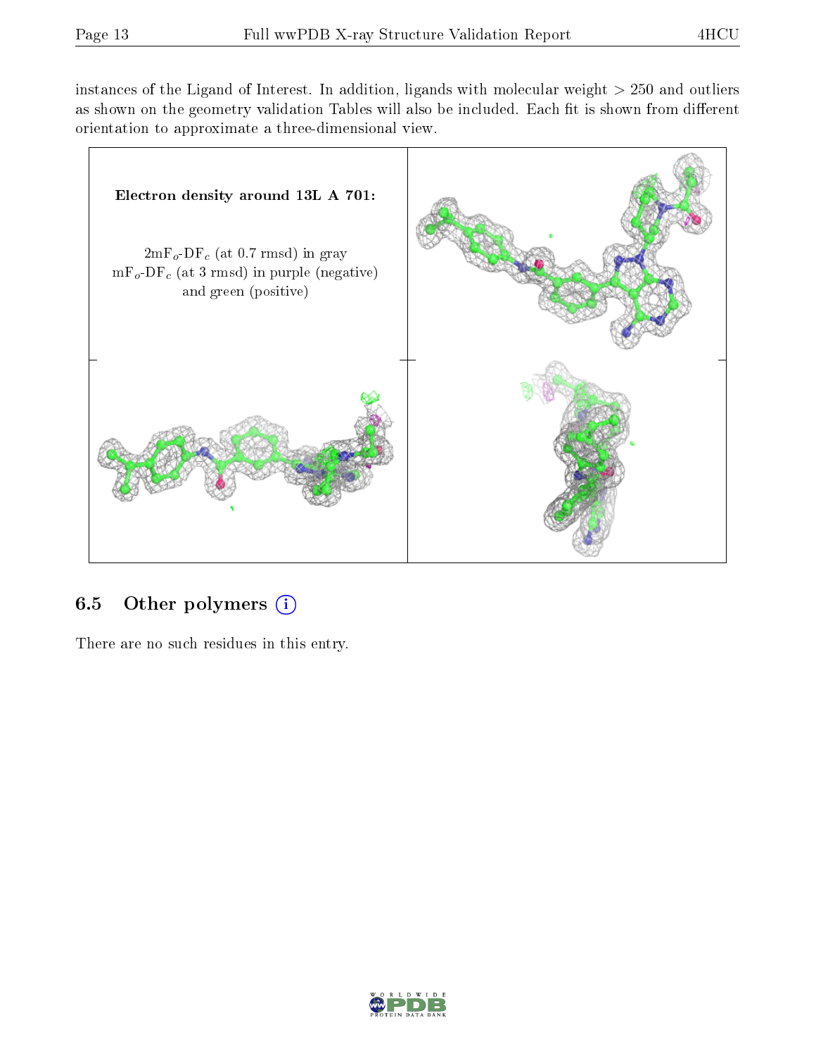instances of the Ligand of Interest. In addition, ligands with molecular weight > 250 and outliers as shown on the geometry validation Tables will also be included. Each fit is shown from different orientation to approximate a three-dimensional view.

**Electron density around 13L A 701:**

$2mF_o$-$DF_c$ (at 0.7 rmsd) in gray
$mF_o$-$DF_c$ (at 3 rmsd) in purple (negative) and green (positive)

## 6.5 Other polymers

There are no such residues in this entry.